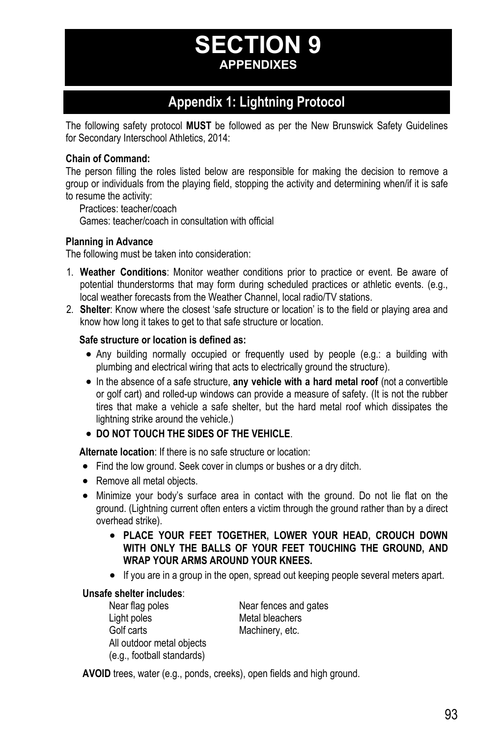# SECTION 9

## APPENDIXES

## Appendix 1: Lightning Protocol

The following safety protocol **MUST** be followed as per the New Brunswick Safety Guidelines for Secondary Interschool Athletics, 2014:

**Chain of Command:**

The person filling the roles listed below are responsible for making the decision to remove a group or individuals from the playing field, stopping the activity and determining when/if it is safe to resume the activity:

Practices: teacher/coach
Games: teacher/coach in consultation with official

**Planning in Advance**

The following must be taken into consideration:

1. **Weather Conditions**: Monitor weather conditions prior to practice or event. Be aware of potential thunderstorms that may form during scheduled practices or athletic events. (e.g., local weather forecasts from the Weather Channel, local radio/TV stations.
2. **Shelter**: Know where the closest 'safe structure or location' is to the field or playing area and know how long it takes to get to that safe structure or location.

**Safe structure or location is defined as:**

- Any building normally occupied or frequently used by people (e.g.: a building with plumbing and electrical wiring that acts to electrically ground the structure).
- In the absence of a safe structure, **any vehicle with a hard metal roof** (not a convertible or golf cart) and rolled-up windows can provide a measure of safety. (It is not the rubber tires that make a vehicle a safe shelter, but the hard metal roof which dissipates the lightning strike around the vehicle.)
- **DO NOT TOUCH THE SIDES OF THE VEHICLE**.

**Alternate location**: If there is no safe structure or location:

- Find the low ground. Seek cover in clumps or bushes or a dry ditch.
- Remove all metal objects.
- Minimize your body's surface area in contact with the ground. Do not lie flat on the ground. (Lightning current often enters a victim through the ground rather than by a direct overhead strike).
  - **PLACE YOUR FEET TOGETHER, LOWER YOUR HEAD, CROUCH DOWN WITH ONLY THE BALLS OF YOUR FEET TOUCHING THE GROUND, AND WRAP YOUR ARMS AROUND YOUR KNEES.**
  - If you are in a group in the open, spread out keeping people several meters apart.

**Unsafe shelter includes**:

- Near flag poles
- Light poles
- Golf carts
- All outdoor metal objects (e.g., football standards)
- Near fences and gates
- Metal bleachers
- Machinery, etc.

**AVOID** trees, water (e.g., ponds, creeks), open fields and high ground.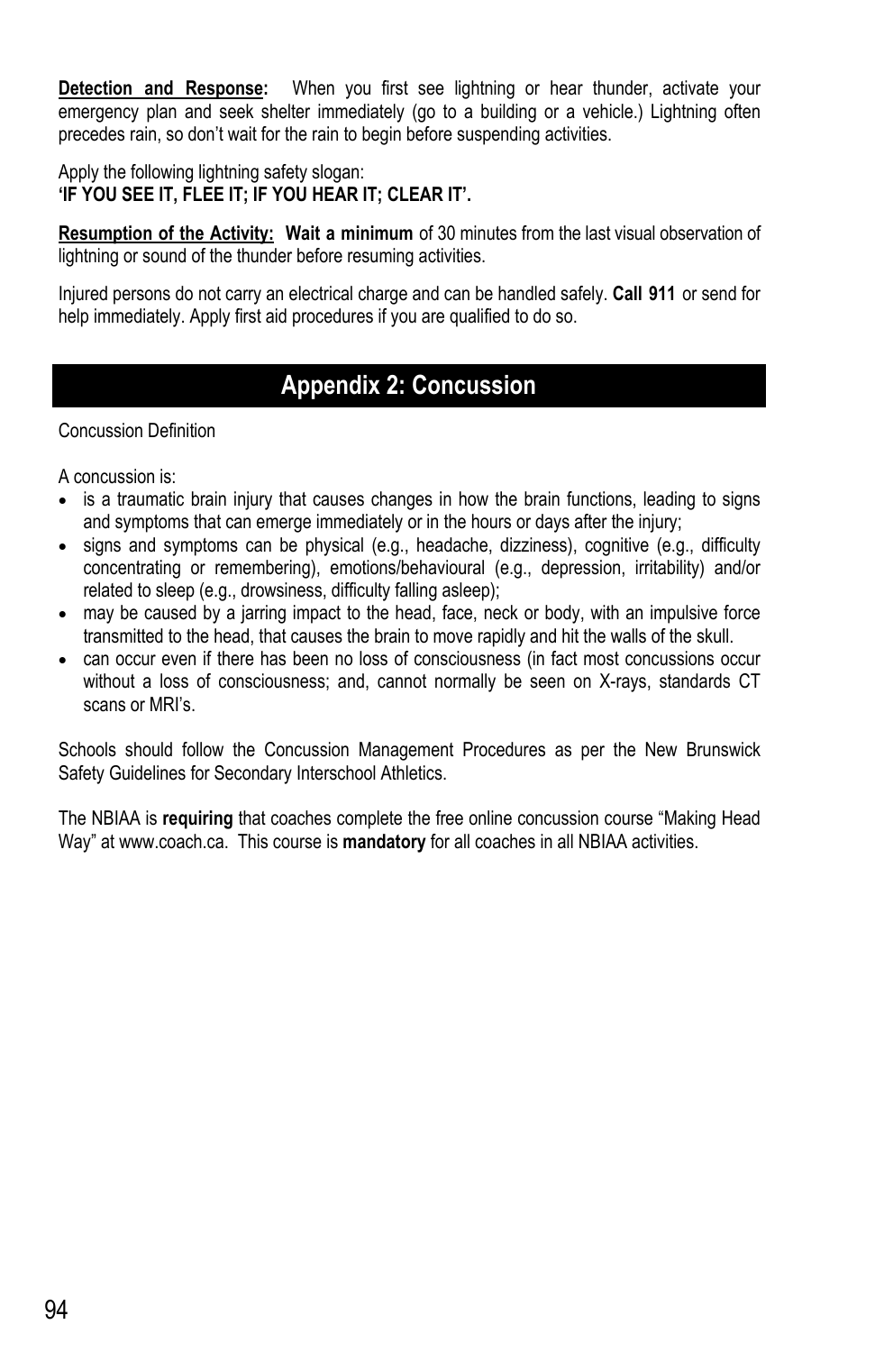**Detection and Response:** When you first see lightning or hear thunder, activate your emergency plan and seek shelter immediately (go to a building or a vehicle.) Lightning often precedes rain, so don't wait for the rain to begin before suspending activities.

Apply the following lightning safety slogan:
**'IF YOU SEE IT, FLEE IT; IF YOU HEAR IT; CLEAR IT'.**

**Resumption of the Activity:** **Wait a minimum** of 30 minutes from the last visual observation of lightning or sound of the thunder before resuming activities.

Injured persons do not carry an electrical charge and can be handled safely. **Call 911** or send for help immediately. Apply first aid procedures if you are qualified to do so.

## Appendix 2: Concussion

Concussion Definition

A concussion is:

- is a traumatic brain injury that causes changes in how the brain functions, leading to signs and symptoms that can emerge immediately or in the hours or days after the injury;
- signs and symptoms can be physical (e.g., headache, dizziness), cognitive (e.g., difficulty concentrating or remembering), emotions/behavioural (e.g., depression, irritability) and/or related to sleep (e.g., drowsiness, difficulty falling asleep);
- may be caused by a jarring impact to the head, face, neck or body, with an impulsive force transmitted to the head, that causes the brain to move rapidly and hit the walls of the skull.
- can occur even if there has been no loss of consciousness (in fact most concussions occur without a loss of consciousness; and, cannot normally be seen on X-rays, standards CT scans or MRI's.

Schools should follow the Concussion Management Procedures as per the New Brunswick Safety Guidelines for Secondary Interschool Athletics.

The NBIAA is **requiring** that coaches complete the free online concussion course "Making Head Way" at www.coach.ca. This course is **mandatory** for all coaches in all NBIAA activities.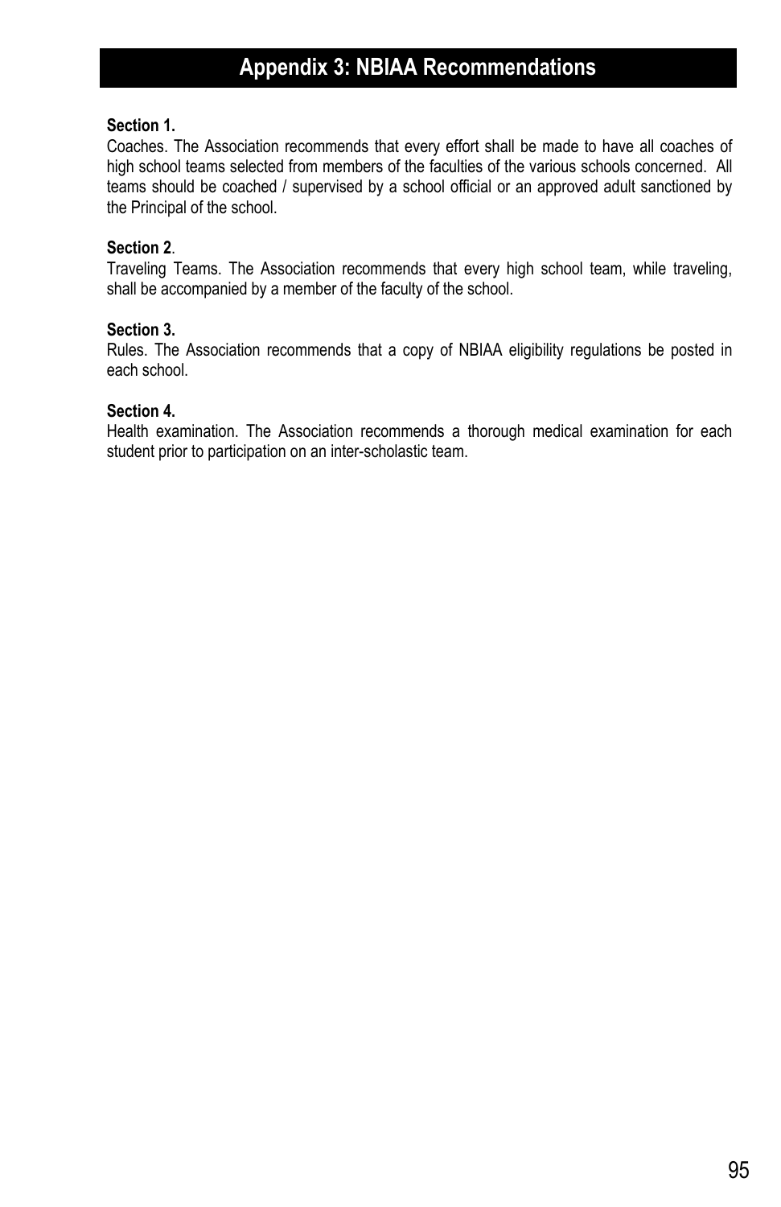# Appendix 3: NBIAA Recommendations

**Section 1.**
Coaches. The Association recommends that every effort shall be made to have all coaches of high school teams selected from members of the faculties of the various schools concerned. All teams should be coached / supervised by a school official or an approved adult sanctioned by the Principal of the school.

**Section 2**.
Traveling Teams. The Association recommends that every high school team, while traveling, shall be accompanied by a member of the faculty of the school.

**Section 3.**
Rules. The Association recommends that a copy of NBIAA eligibility regulations be posted in each school.

**Section 4.**
Health examination. The Association recommends a thorough medical examination for each student prior to participation on an inter-scholastic team.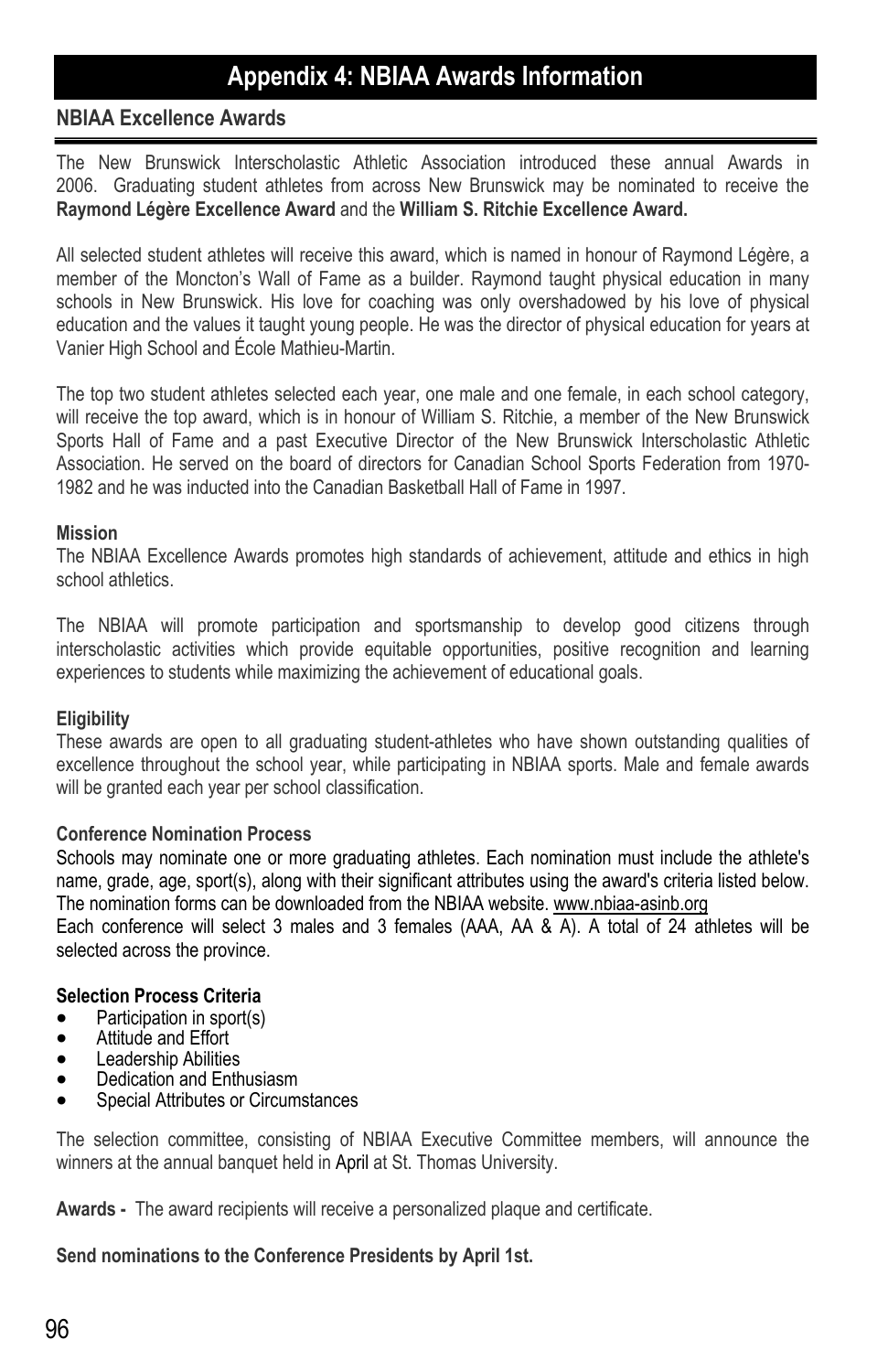# Appendix 4: NBIAA Awards Information

## NBIAA Excellence Awards

The New Brunswick Interscholastic Athletic Association introduced these annual Awards in 2006. Graduating student athletes from across New Brunswick may be nominated to receive the **Raymond Légère Excellence Award** and the **William S. Ritchie Excellence Award.**

All selected student athletes will receive this award, which is named in honour of Raymond Légère, a member of the Moncton's Wall of Fame as a builder. Raymond taught physical education in many schools in New Brunswick. His love for coaching was only overshadowed by his love of physical education and the values it taught young people. He was the director of physical education for years at Vanier High School and École Mathieu-Martin.

The top two student athletes selected each year, one male and one female, in each school category, will receive the top award, which is in honour of William S. Ritchie, a member of the New Brunswick Sports Hall of Fame and a past Executive Director of the New Brunswick Interscholastic Athletic Association. He served on the board of directors for Canadian School Sports Federation from 1970-1982 and he was inducted into the Canadian Basketball Hall of Fame in 1997.

**Mission**
The NBIAA Excellence Awards promotes high standards of achievement, attitude and ethics in high school athletics.

The NBIAA will promote participation and sportsmanship to develop good citizens through interscholastic activities which provide equitable opportunities, positive recognition and learning experiences to students while maximizing the achievement of educational goals.

**Eligibility**
These awards are open to all graduating student-athletes who have shown outstanding qualities of excellence throughout the school year, while participating in NBIAA sports. Male and female awards will be granted each year per school classification.

**Conference Nomination Process**
Schools may nominate one or more graduating athletes. Each nomination must include the athlete's name, grade, age, sport(s), along with their significant attributes using the award's criteria listed below. The nomination forms can be downloaded from the NBIAA website. www.nbiaa-asinb.org
Each conference will select 3 males and 3 females (AAA, AA & A). A total of 24 athletes will be selected across the province.

**Selection Process Criteria**

- Participation in sport(s)
- Attitude and Effort
- Leadership Abilities
- Dedication and Enthusiasm
- Special Attributes or Circumstances

The selection committee, consisting of NBIAA Executive Committee members, will announce the winners at the annual banquet held in April at St. Thomas University.

**Awards -** The award recipients will receive a personalized plaque and certificate.

**Send nominations to the Conference Presidents by April 1st.**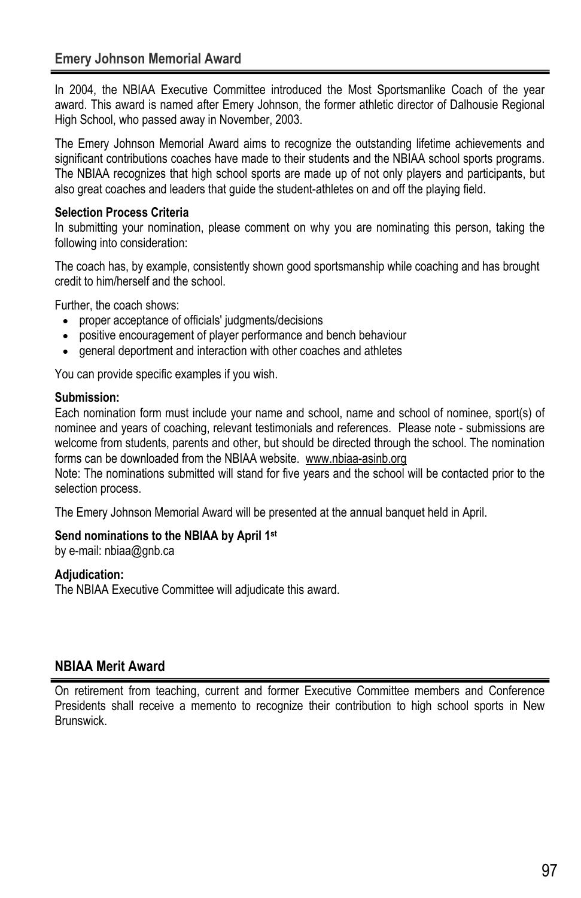## Emery Johnson Memorial Award

In 2004, the NBIAA Executive Committee introduced the Most Sportsmanlike Coach of the year award. This award is named after Emery Johnson, the former athletic director of Dalhousie Regional High School, who passed away in November, 2003.

The Emery Johnson Memorial Award aims to recognize the outstanding lifetime achievements and significant contributions coaches have made to their students and the NBIAA school sports programs. The NBIAA recognizes that high school sports are made up of not only players and participants, but also great coaches and leaders that guide the student-athletes on and off the playing field.

**Selection Process Criteria**
In submitting your nomination, please comment on why you are nominating this person, taking the following into consideration:

The coach has, by example, consistently shown good sportsmanship while coaching and has brought credit to him/herself and the school.

Further, the coach shows:

- proper acceptance of officials' judgments/decisions
- positive encouragement of player performance and bench behaviour
- general deportment and interaction with other coaches and athletes

You can provide specific examples if you wish.

**Submission:**
Each nomination form must include your name and school, name and school of nominee, sport(s) of nominee and years of coaching, relevant testimonials and references. Please note - submissions are welcome from students, parents and other, but should be directed through the school. The nomination forms can be downloaded from the NBIAA website. www.nbiaa-asinb.org
Note: The nominations submitted will stand for five years and the school will be contacted prior to the selection process.

The Emery Johnson Memorial Award will be presented at the annual banquet held in April.

**Send nominations to the NBIAA by April 1st**
by e-mail: nbiaa@gnb.ca

**Adjudication:**
The NBIAA Executive Committee will adjudicate this award.

## NBIAA Merit Award

On retirement from teaching, current and former Executive Committee members and Conference Presidents shall receive a memento to recognize their contribution to high school sports in New Brunswick.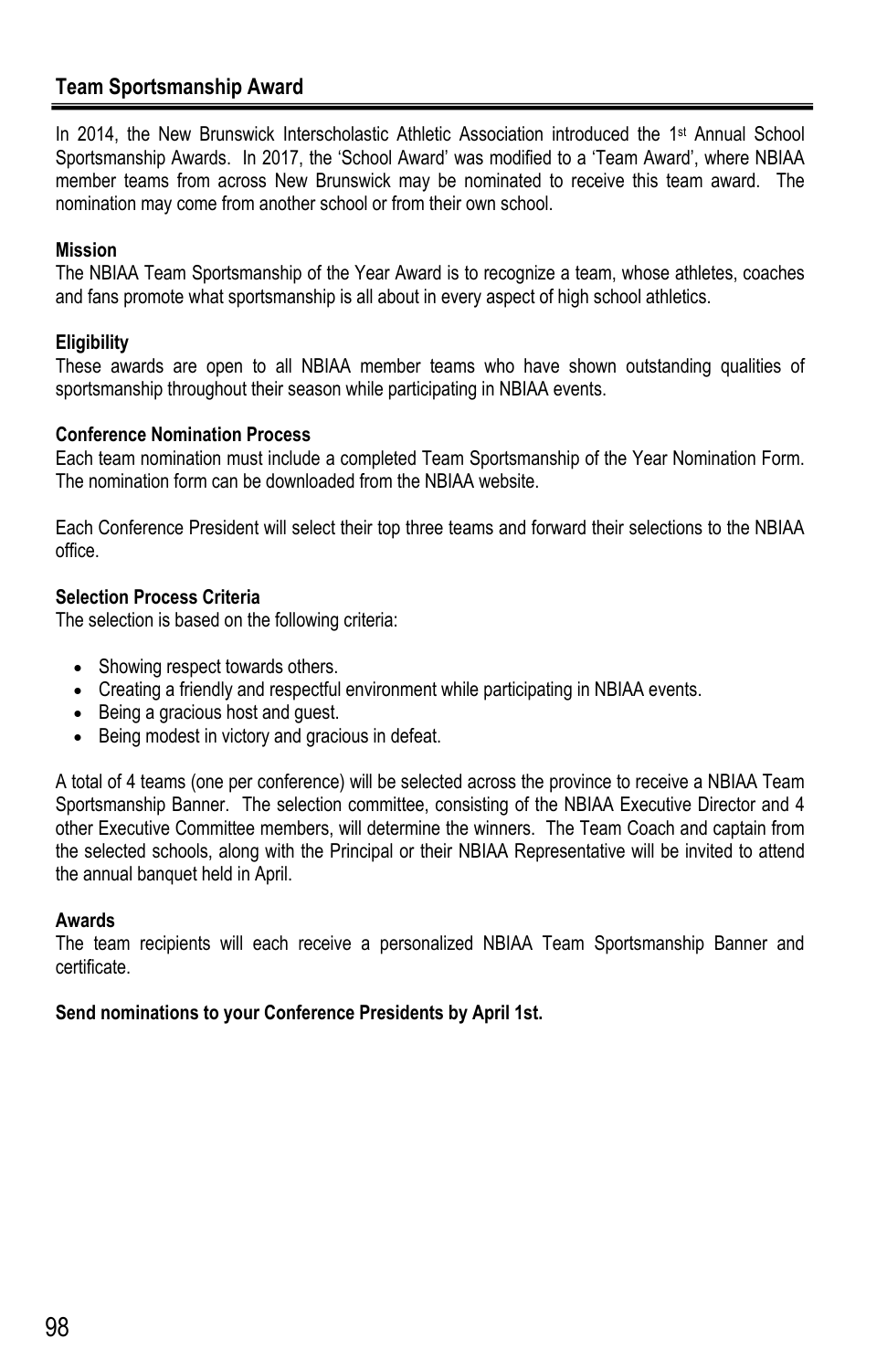## Team Sportsmanship Award

In 2014, the New Brunswick Interscholastic Athletic Association introduced the 1st Annual School Sportsmanship Awards. In 2017, the 'School Award' was modified to a 'Team Award', where NBIAA member teams from across New Brunswick may be nominated to receive this team award. The nomination may come from another school or from their own school.

**Mission**
The NBIAA Team Sportsmanship of the Year Award is to recognize a team, whose athletes, coaches and fans promote what sportsmanship is all about in every aspect of high school athletics.

**Eligibility**
These awards are open to all NBIAA member teams who have shown outstanding qualities of sportsmanship throughout their season while participating in NBIAA events.

**Conference Nomination Process**
Each team nomination must include a completed Team Sportsmanship of the Year Nomination Form. The nomination form can be downloaded from the NBIAA website.

Each Conference President will select their top three teams and forward their selections to the NBIAA office.

**Selection Process Criteria**
The selection is based on the following criteria:

- Showing respect towards others.
- Creating a friendly and respectful environment while participating in NBIAA events.
- Being a gracious host and guest.
- Being modest in victory and gracious in defeat.

A total of 4 teams (one per conference) will be selected across the province to receive a NBIAA Team Sportsmanship Banner. The selection committee, consisting of the NBIAA Executive Director and 4 other Executive Committee members, will determine the winners. The Team Coach and captain from the selected schools, along with the Principal or their NBIAA Representative will be invited to attend the annual banquet held in April.

**Awards**
The team recipients will each receive a personalized NBIAA Team Sportsmanship Banner and certificate.

**Send nominations to your Conference Presidents by April 1st.**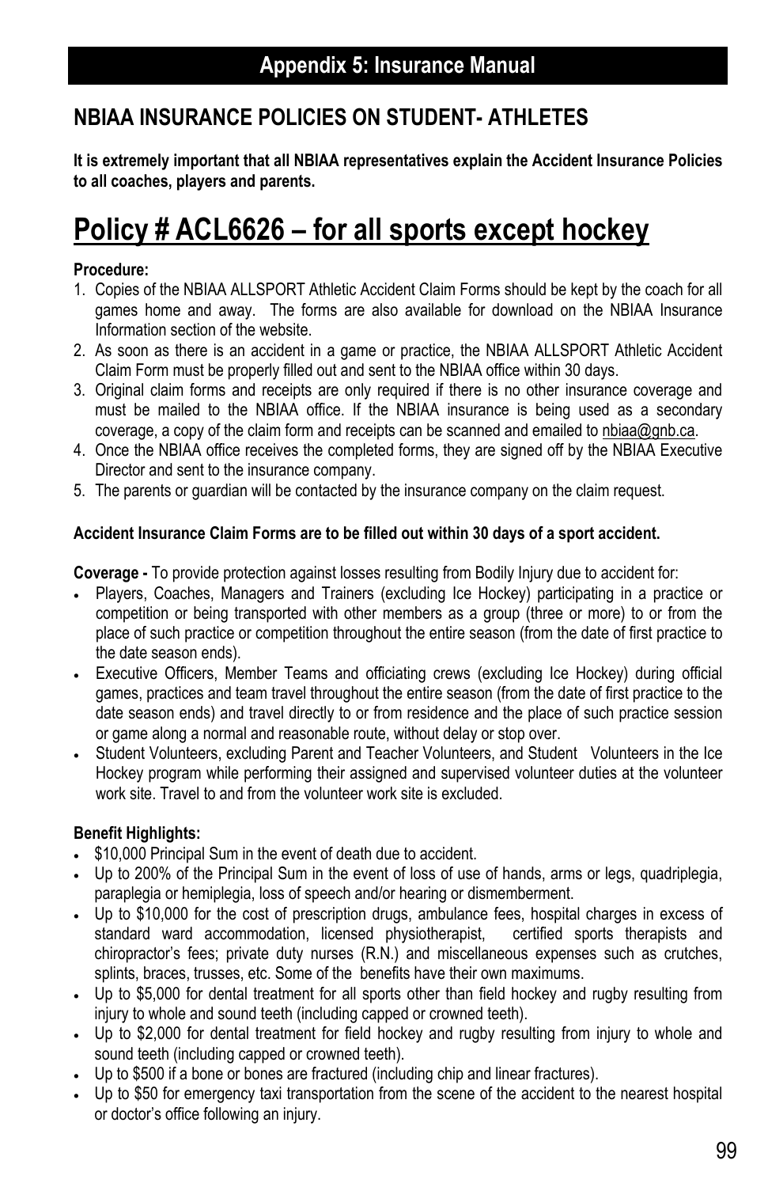# Appendix 5: Insurance Manual

## NBIAA INSURANCE POLICIES ON STUDENT- ATHLETES

**It is extremely important that all NBIAA representatives explain the Accident Insurance Policies to all coaches, players and parents.**

# Policy # ACL6626 – for all sports except hockey

**Procedure:**

1. Copies of the NBIAA ALLSPORT Athletic Accident Claim Forms should be kept by the coach for all games home and away. The forms are also available for download on the NBIAA Insurance Information section of the website.
2. As soon as there is an accident in a game or practice, the NBIAA ALLSPORT Athletic Accident Claim Form must be properly filled out and sent to the NBIAA office within 30 days.
3. Original claim forms and receipts are only required if there is no other insurance coverage and must be mailed to the NBIAA office. If the NBIAA insurance is being used as a secondary coverage, a copy of the claim form and receipts can be scanned and emailed to nbiaa@gnb.ca.
4. Once the NBIAA office receives the completed forms, they are signed off by the NBIAA Executive Director and sent to the insurance company.
5. The parents or guardian will be contacted by the insurance company on the claim request.

**Accident Insurance Claim Forms are to be filled out within 30 days of a sport accident.**

**Coverage -** To provide protection against losses resulting from Bodily Injury due to accident for:

- Players, Coaches, Managers and Trainers (excluding Ice Hockey) participating in a practice or competition or being transported with other members as a group (three or more) to or from the place of such practice or competition throughout the entire season (from the date of first practice to the date season ends).
- Executive Officers, Member Teams and officiating crews (excluding Ice Hockey) during official games, practices and team travel throughout the entire season (from the date of first practice to the date season ends) and travel directly to or from residence and the place of such practice session or game along a normal and reasonable route, without delay or stop over.
- Student Volunteers, excluding Parent and Teacher Volunteers, and Student Volunteers in the Ice Hockey program while performing their assigned and supervised volunteer duties at the volunteer work site. Travel to and from the volunteer work site is excluded.

**Benefit Highlights:**

- $10,000 Principal Sum in the event of death due to accident.
- Up to 200% of the Principal Sum in the event of loss of use of hands, arms or legs, quadriplegia, paraplegia or hemiplegia, loss of speech and/or hearing or dismemberment.
- Up to $10,000 for the cost of prescription drugs, ambulance fees, hospital charges in excess of standard ward accommodation, licensed physiotherapist, certified sports therapists and chiropractor's fees; private duty nurses (R.N.) and miscellaneous expenses such as crutches, splints, braces, trusses, etc. Some of the benefits have their own maximums.
- Up to $5,000 for dental treatment for all sports other than field hockey and rugby resulting from injury to whole and sound teeth (including capped or crowned teeth).
- Up to $2,000 for dental treatment for field hockey and rugby resulting from injury to whole and sound teeth (including capped or crowned teeth).
- Up to $500 if a bone or bones are fractured (including chip and linear fractures).
- Up to $50 for emergency taxi transportation from the scene of the accident to the nearest hospital or doctor's office following an injury.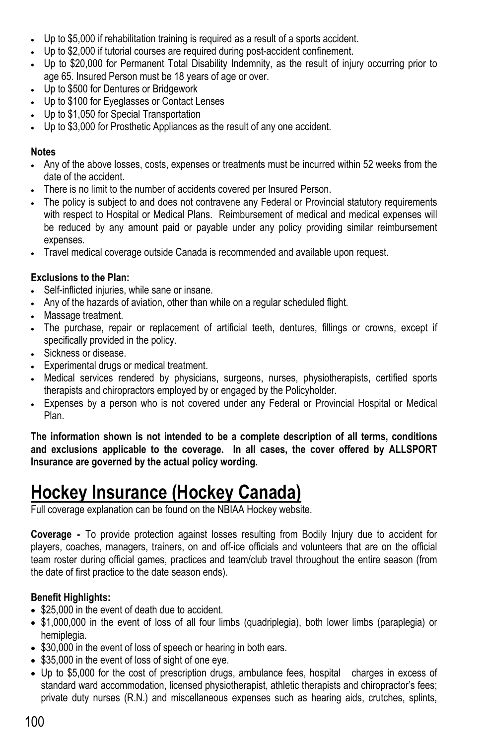- Up to \$5,000 if rehabilitation training is required as a result of a sports accident.
- Up to \$2,000 if tutorial courses are required during post-accident confinement.
- Up to \$20,000 for Permanent Total Disability Indemnity, as the result of injury occurring prior to age 65. Insured Person must be 18 years of age or over.
- Up to \$500 for Dentures or Bridgework
- Up to \$100 for Eyeglasses or Contact Lenses
- Up to \$1,050 for Special Transportation
- Up to \$3,000 for Prosthetic Appliances as the result of any one accident.

**Notes**

- Any of the above losses, costs, expenses or treatments must be incurred within 52 weeks from the date of the accident.
- There is no limit to the number of accidents covered per Insured Person.
- The policy is subject to and does not contravene any Federal or Provincial statutory requirements with respect to Hospital or Medical Plans. Reimbursement of medical and medical expenses will be reduced by any amount paid or payable under any policy providing similar reimbursement expenses.
- Travel medical coverage outside Canada is recommended and available upon request.

**Exclusions to the Plan:**

- Self-inflicted injuries, while sane or insane.
- Any of the hazards of aviation, other than while on a regular scheduled flight.
- Massage treatment.
- The purchase, repair or replacement of artificial teeth, dentures, fillings or crowns, except if specifically provided in the policy.
- Sickness or disease.
- Experimental drugs or medical treatment.
- Medical services rendered by physicians, surgeons, nurses, physiotherapists, certified sports therapists and chiropractors employed by or engaged by the Policyholder.
- Expenses by a person who is not covered under any Federal or Provincial Hospital or Medical Plan.

**The information shown is not intended to be a complete description of all terms, conditions and exclusions applicable to the coverage. In all cases, the cover offered by ALLSPORT Insurance are governed by the actual policy wording.**

# Hockey Insurance (Hockey Canada)

Full coverage explanation can be found on the NBIAA Hockey website.

**Coverage -** To provide protection against losses resulting from Bodily Injury due to accident for players, coaches, managers, trainers, on and off-ice officials and volunteers that are on the official team roster during official games, practices and team/club travel throughout the entire season (from the date of first practice to the date season ends).

**Benefit Highlights:**

- \$25,000 in the event of death due to accident.
- \$1,000,000 in the event of loss of all four limbs (quadriplegia), both lower limbs (paraplegia) or hemiplegia.
- \$30,000 in the event of loss of speech or hearing in both ears.
- \$35,000 in the event of loss of sight of one eye.
- Up to \$5,000 for the cost of prescription drugs, ambulance fees, hospital charges in excess of standard ward accommodation, licensed physiotherapist, athletic therapists and chiropractor's fees; private duty nurses (R.N.) and miscellaneous expenses such as hearing aids, crutches, splints,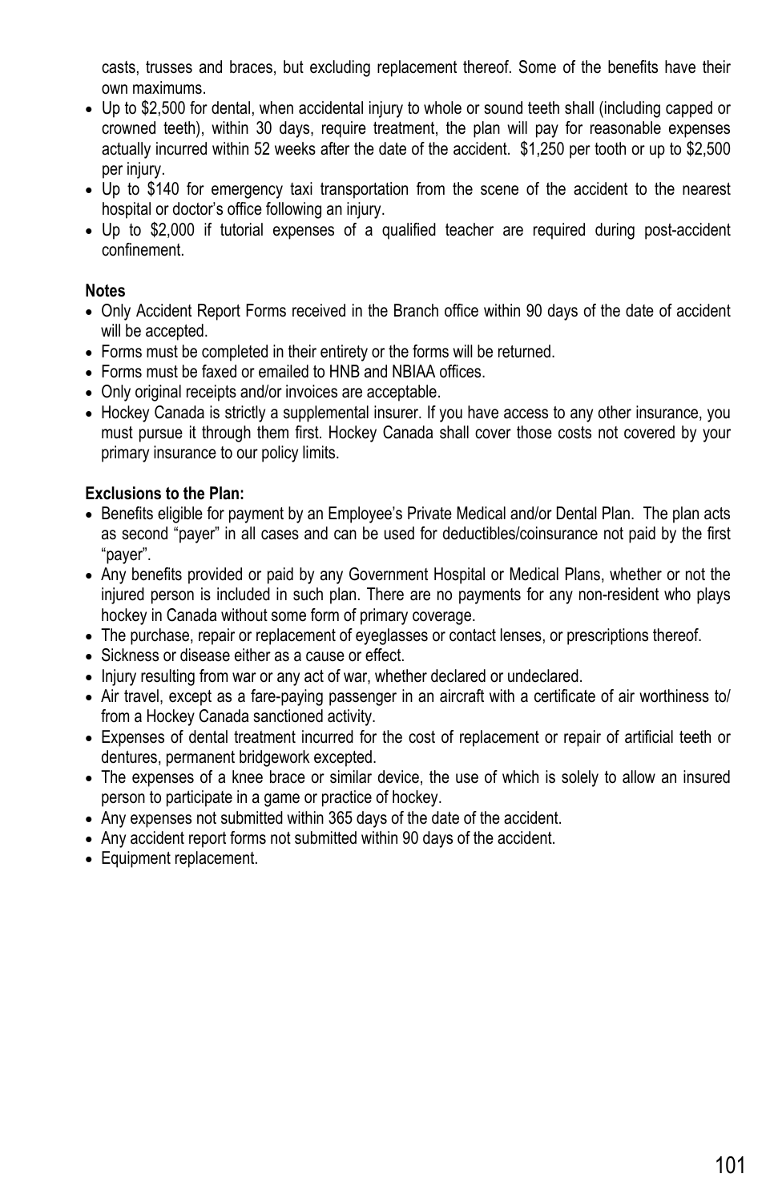casts, trusses and braces, but excluding replacement thereof. Some of the benefits have their own maximums.

- Up to $2,500 for dental, when accidental injury to whole or sound teeth shall (including capped or crowned teeth), within 30 days, require treatment, the plan will pay for reasonable expenses actually incurred within 52 weeks after the date of the accident. $1,250 per tooth or up to $2,500 per injury.
- Up to $140 for emergency taxi transportation from the scene of the accident to the nearest hospital or doctor's office following an injury.
- Up to $2,000 if tutorial expenses of a qualified teacher are required during post-accident confinement.

**Notes**

- Only Accident Report Forms received in the Branch office within 90 days of the date of accident will be accepted.
- Forms must be completed in their entirety or the forms will be returned.
- Forms must be faxed or emailed to HNB and NBIAA offices.
- Only original receipts and/or invoices are acceptable.
- Hockey Canada is strictly a supplemental insurer. If you have access to any other insurance, you must pursue it through them first. Hockey Canada shall cover those costs not covered by your primary insurance to our policy limits.

**Exclusions to the Plan:**

- Benefits eligible for payment by an Employee's Private Medical and/or Dental Plan. The plan acts as second "payer" in all cases and can be used for deductibles/coinsurance not paid by the first "payer".
- Any benefits provided or paid by any Government Hospital or Medical Plans, whether or not the injured person is included in such plan. There are no payments for any non-resident who plays hockey in Canada without some form of primary coverage.
- The purchase, repair or replacement of eyeglasses or contact lenses, or prescriptions thereof.
- Sickness or disease either as a cause or effect.
- Injury resulting from war or any act of war, whether declared or undeclared.
- Air travel, except as a fare-paying passenger in an aircraft with a certificate of air worthiness to/ from a Hockey Canada sanctioned activity.
- Expenses of dental treatment incurred for the cost of replacement or repair of artificial teeth or dentures, permanent bridgework excepted.
- The expenses of a knee brace or similar device, the use of which is solely to allow an insured person to participate in a game or practice of hockey.
- Any expenses not submitted within 365 days of the date of the accident.
- Any accident report forms not submitted within 90 days of the accident.
- Equipment replacement.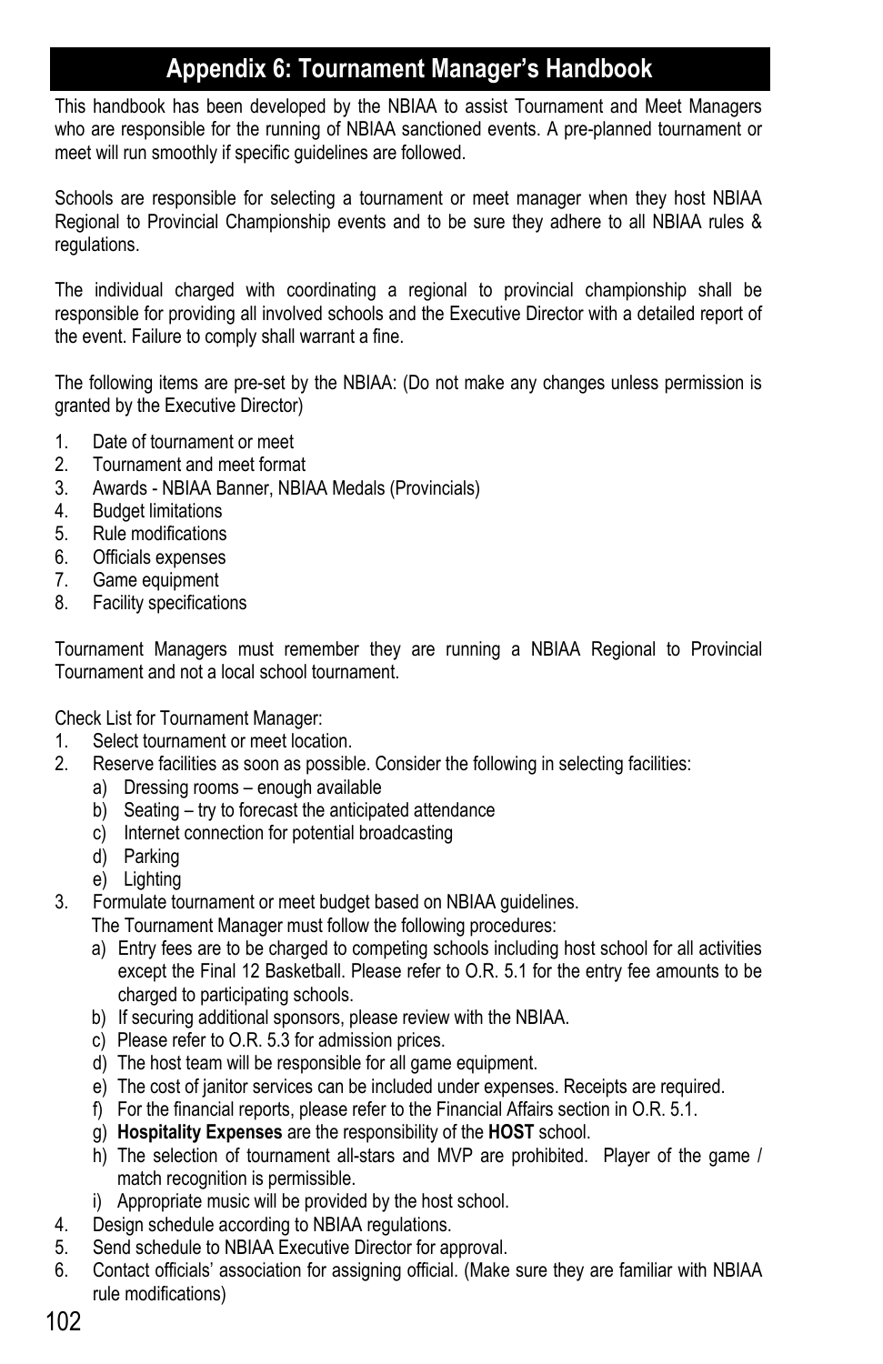# Appendix 6: Tournament Manager's Handbook

This handbook has been developed by the NBIAA to assist Tournament and Meet Managers who are responsible for the running of NBIAA sanctioned events. A pre-planned tournament or meet will run smoothly if specific guidelines are followed.

Schools are responsible for selecting a tournament or meet manager when they host NBIAA Regional to Provincial Championship events and to be sure they adhere to all NBIAA rules & regulations.

The individual charged with coordinating a regional to provincial championship shall be responsible for providing all involved schools and the Executive Director with a detailed report of the event. Failure to comply shall warrant a fine.

The following items are pre-set by the NBIAA: (Do not make any changes unless permission is granted by the Executive Director)

1. Date of tournament or meet
2. Tournament and meet format
3. Awards - NBIAA Banner, NBIAA Medals (Provincials)
4. Budget limitations
5. Rule modifications
6. Officials expenses
7. Game equipment
8. Facility specifications

Tournament Managers must remember they are running a NBIAA Regional to Provincial Tournament and not a local school tournament.

Check List for Tournament Manager:

1. Select tournament or meet location.
2. Reserve facilities as soon as possible. Consider the following in selecting facilities:
   a) Dressing rooms – enough available
   b) Seating – try to forecast the anticipated attendance
   c) Internet connection for potential broadcasting
   d) Parking
   e) Lighting
3. Formulate tournament or meet budget based on NBIAA guidelines.
   The Tournament Manager must follow the following procedures:
   a) Entry fees are to be charged to competing schools including host school for all activities except the Final 12 Basketball. Please refer to O.R. 5.1 for the entry fee amounts to be charged to participating schools.
   b) If securing additional sponsors, please review with the NBIAA.
   c) Please refer to O.R. 5.3 for admission prices.
   d) The host team will be responsible for all game equipment.
   e) The cost of janitor services can be included under expenses. Receipts are required.
   f) For the financial reports, please refer to the Financial Affairs section in O.R. 5.1.
   g) **Hospitality Expenses** are the responsibility of the **HOST** school.
   h) The selection of tournament all-stars and MVP are prohibited. Player of the game / match recognition is permissible.
   i) Appropriate music will be provided by the host school.
4. Design schedule according to NBIAA regulations.
5. Send schedule to NBIAA Executive Director for approval.
6. Contact officials' association for assigning official. (Make sure they are familiar with NBIAA rule modifications)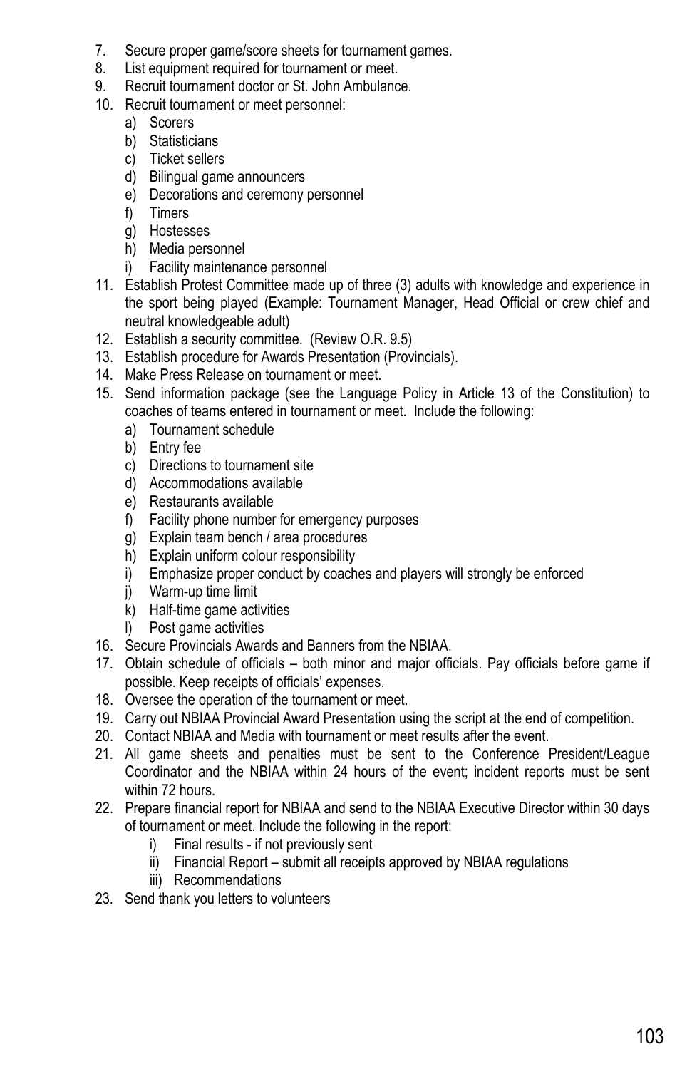7. Secure proper game/score sheets for tournament games.
8. List equipment required for tournament or meet.
9. Recruit tournament doctor or St. John Ambulance.
10. Recruit tournament or meet personnel:
    a) Scorers
    b) Statisticians
    c) Ticket sellers
    d) Bilingual game announcers
    e) Decorations and ceremony personnel
    f) Timers
    g) Hostesses
    h) Media personnel
    i) Facility maintenance personnel
11. Establish Protest Committee made up of three (3) adults with knowledge and experience in the sport being played (Example: Tournament Manager, Head Official or crew chief and neutral knowledgeable adult)
12. Establish a security committee. (Review O.R. 9.5)
13. Establish procedure for Awards Presentation (Provincials).
14. Make Press Release on tournament or meet.
15. Send information package (see the Language Policy in Article 13 of the Constitution) to coaches of teams entered in tournament or meet. Include the following:
    a) Tournament schedule
    b) Entry fee
    c) Directions to tournament site
    d) Accommodations available
    e) Restaurants available
    f) Facility phone number for emergency purposes
    g) Explain team bench / area procedures
    h) Explain uniform colour responsibility
    i) Emphasize proper conduct by coaches and players will strongly be enforced
    j) Warm-up time limit
    k) Half-time game activities
    l) Post game activities
16. Secure Provincials Awards and Banners from the NBIAA.
17. Obtain schedule of officials – both minor and major officials. Pay officials before game if possible. Keep receipts of officials' expenses.
18. Oversee the operation of the tournament or meet.
19. Carry out NBIAA Provincial Award Presentation using the script at the end of competition.
20. Contact NBIAA and Media with tournament or meet results after the event.
21. All game sheets and penalties must be sent to the Conference President/League Coordinator and the NBIAA within 24 hours of the event; incident reports must be sent within 72 hours.
22. Prepare financial report for NBIAA and send to the NBIAA Executive Director within 30 days of tournament or meet. Include the following in the report:
    i) Final results - if not previously sent
    ii) Financial Report – submit all receipts approved by NBIAA regulations
    iii) Recommendations
23. Send thank you letters to volunteers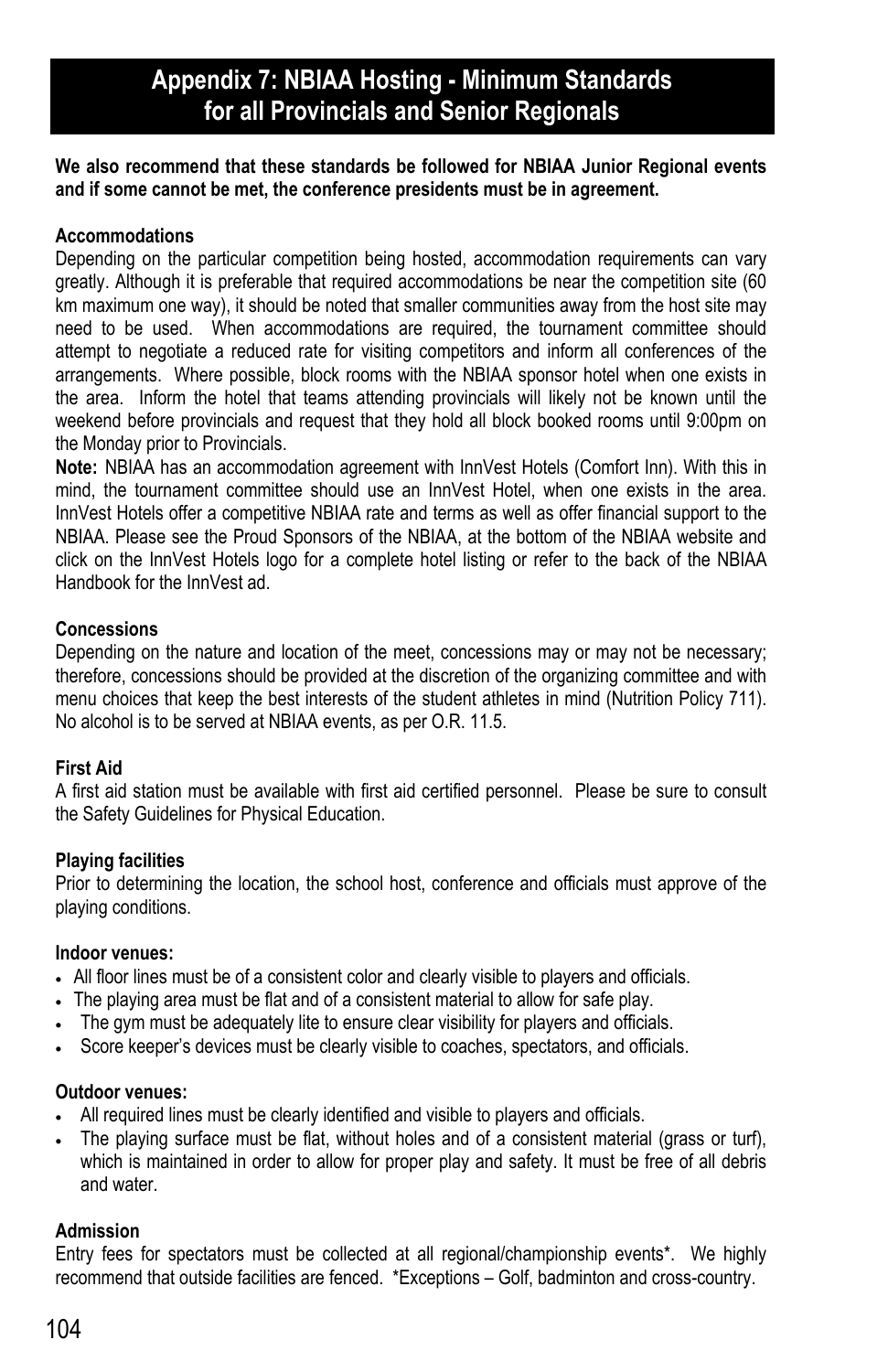# Appendix 7: NBIAA Hosting - Minimum Standards for all Provincials and Senior Regionals

**We also recommend that these standards be followed for NBIAA Junior Regional events and if some cannot be met, the conference presidents must be in agreement.**

**Accommodations**

Depending on the particular competition being hosted, accommodation requirements can vary greatly. Although it is preferable that required accommodations be near the competition site (60 km maximum one way), it should be noted that smaller communities away from the host site may need to be used. When accommodations are required, the tournament committee should attempt to negotiate a reduced rate for visiting competitors and inform all conferences of the arrangements. Where possible, block rooms with the NBIAA sponsor hotel when one exists in the area. Inform the hotel that teams attending provincials will likely not be known until the weekend before provincials and request that they hold all block booked rooms until 9:00pm on the Monday prior to Provincials.

**Note:** NBIAA has an accommodation agreement with InnVest Hotels (Comfort Inn). With this in mind, the tournament committee should use an InnVest Hotel, when one exists in the area. InnVest Hotels offer a competitive NBIAA rate and terms as well as offer financial support to the NBIAA. Please see the Proud Sponsors of the NBIAA, at the bottom of the NBIAA website and click on the InnVest Hotels logo for a complete hotel listing or refer to the back of the NBIAA Handbook for the InnVest ad.

**Concessions**

Depending on the nature and location of the meet, concessions may or may not be necessary; therefore, concessions should be provided at the discretion of the organizing committee and with menu choices that keep the best interests of the student athletes in mind (Nutrition Policy 711). No alcohol is to be served at NBIAA events, as per O.R. 11.5.

**First Aid**

A first aid station must be available with first aid certified personnel. Please be sure to consult the Safety Guidelines for Physical Education.

**Playing facilities**

Prior to determining the location, the school host, conference and officials must approve of the playing conditions.

**Indoor venues:**

- All floor lines must be of a consistent color and clearly visible to players and officials.
- The playing area must be flat and of a consistent material to allow for safe play.
- The gym must be adequately lite to ensure clear visibility for players and officials.
- Score keeper's devices must be clearly visible to coaches, spectators, and officials.

**Outdoor venues:**

- All required lines must be clearly identified and visible to players and officials.
- The playing surface must be flat, without holes and of a consistent material (grass or turf), which is maintained in order to allow for proper play and safety. It must be free of all debris and water.

**Admission**

Entry fees for spectators must be collected at all regional/championship events*. We highly recommend that outside facilities are fenced. *Exceptions – Golf, badminton and cross-country.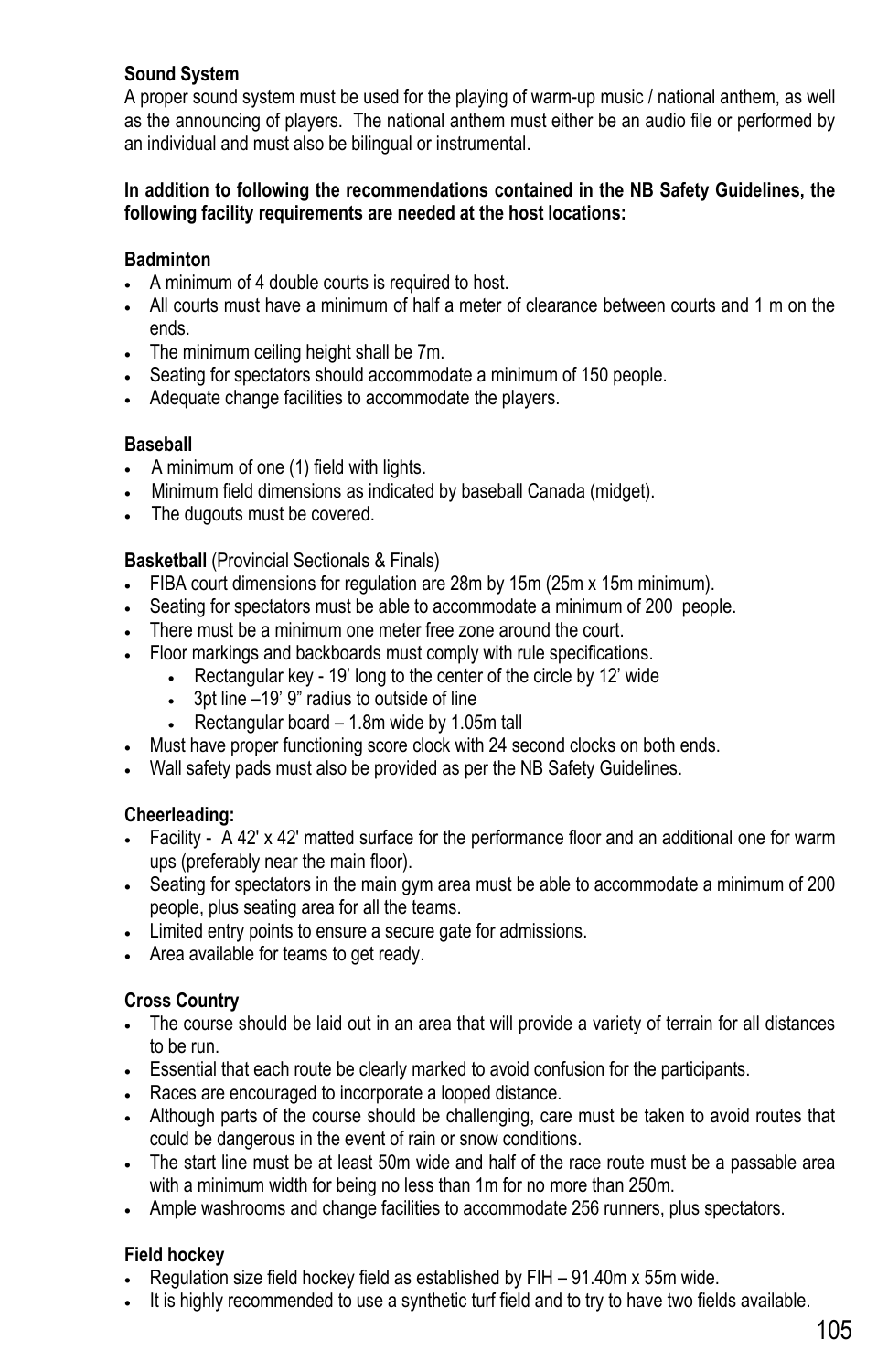**Sound System**

A proper sound system must be used for the playing of warm-up music / national anthem, as well as the announcing of players. The national anthem must either be an audio file or performed by an individual and must also be bilingual or instrumental.

**In addition to following the recommendations contained in the NB Safety Guidelines, the following facility requirements are needed at the host locations:**

**Badminton**

- A minimum of 4 double courts is required to host.
- All courts must have a minimum of half a meter of clearance between courts and 1 m on the ends.
- The minimum ceiling height shall be 7m.
- Seating for spectators should accommodate a minimum of 150 people.
- Adequate change facilities to accommodate the players.

**Baseball**

- A minimum of one (1) field with lights.
- Minimum field dimensions as indicated by baseball Canada (midget).
- The dugouts must be covered.

**Basketball** (Provincial Sectionals & Finals)

- FIBA court dimensions for regulation are 28m by 15m (25m x 15m minimum).
- Seating for spectators must be able to accommodate a minimum of 200 people.
- There must be a minimum one meter free zone around the court.
- Floor markings and backboards must comply with rule specifications.
  - Rectangular key - 19' long to the center of the circle by 12' wide
  - 3pt line –19' 9" radius to outside of line
  - Rectangular board – 1.8m wide by 1.05m tall
- Must have proper functioning score clock with 24 second clocks on both ends.
- Wall safety pads must also be provided as per the NB Safety Guidelines.

**Cheerleading:**

- Facility - A 42' x 42' matted surface for the performance floor and an additional one for warm ups (preferably near the main floor).
- Seating for spectators in the main gym area must be able to accommodate a minimum of 200 people, plus seating area for all the teams.
- Limited entry points to ensure a secure gate for admissions.
- Area available for teams to get ready.

**Cross Country**

- The course should be laid out in an area that will provide a variety of terrain for all distances to be run.
- Essential that each route be clearly marked to avoid confusion for the participants.
- Races are encouraged to incorporate a looped distance.
- Although parts of the course should be challenging, care must be taken to avoid routes that could be dangerous in the event of rain or snow conditions.
- The start line must be at least 50m wide and half of the race route must be a passable area with a minimum width for being no less than 1m for no more than 250m.
- Ample washrooms and change facilities to accommodate 256 runners, plus spectators.

**Field hockey**

- Regulation size field hockey field as established by FIH – 91.40m x 55m wide.
- It is highly recommended to use a synthetic turf field and to try to have two fields available.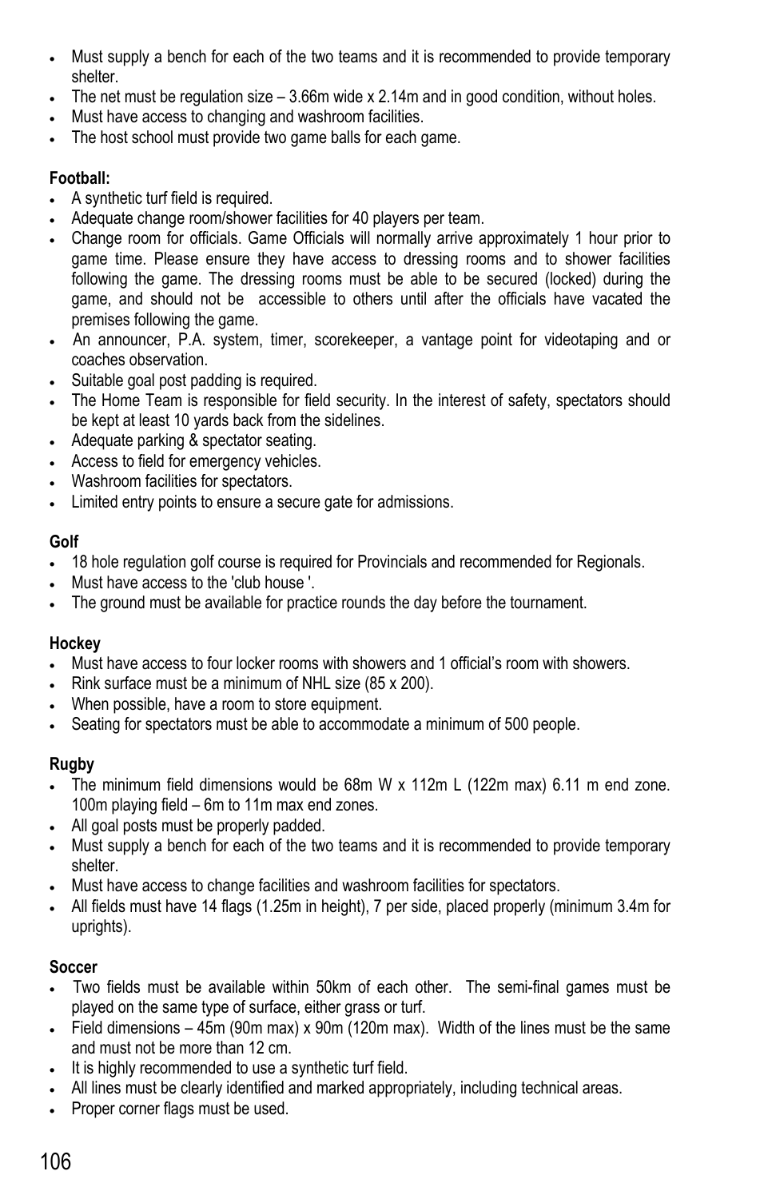- Must supply a bench for each of the two teams and it is recommended to provide temporary shelter.
- The net must be regulation size – 3.66m wide x 2.14m and in good condition, without holes.
- Must have access to changing and washroom facilities.
- The host school must provide two game balls for each game.

**Football:**

- A synthetic turf field is required.
- Adequate change room/shower facilities for 40 players per team.
- Change room for officials. Game Officials will normally arrive approximately 1 hour prior to game time. Please ensure they have access to dressing rooms and to shower facilities following the game. The dressing rooms must be able to be secured (locked) during the game, and should not be accessible to others until after the officials have vacated the premises following the game.
- An announcer, P.A. system, timer, scorekeeper, a vantage point for videotaping and or coaches observation.
- Suitable goal post padding is required.
- The Home Team is responsible for field security. In the interest of safety, spectators should be kept at least 10 yards back from the sidelines.
- Adequate parking & spectator seating.
- Access to field for emergency vehicles.
- Washroom facilities for spectators.
- Limited entry points to ensure a secure gate for admissions.

**Golf**

- 18 hole regulation golf course is required for Provincials and recommended for Regionals.
- Must have access to the 'club house '.
- The ground must be available for practice rounds the day before the tournament.

**Hockey**

- Must have access to four locker rooms with showers and 1 official's room with showers.
- Rink surface must be a minimum of NHL size (85 x 200).
- When possible, have a room to store equipment.
- Seating for spectators must be able to accommodate a minimum of 500 people.

**Rugby**

- The minimum field dimensions would be 68m W x 112m L (122m max) 6.11 m end zone. 100m playing field – 6m to 11m max end zones.
- All goal posts must be properly padded.
- Must supply a bench for each of the two teams and it is recommended to provide temporary shelter.
- Must have access to change facilities and washroom facilities for spectators.
- All fields must have 14 flags (1.25m in height), 7 per side, placed properly (minimum 3.4m for uprights).

**Soccer**

- Two fields must be available within 50km of each other. The semi-final games must be played on the same type of surface, either grass or turf.
- Field dimensions – 45m (90m max) x 90m (120m max). Width of the lines must be the same and must not be more than 12 cm.
- It is highly recommended to use a synthetic turf field.
- All lines must be clearly identified and marked appropriately, including technical areas.
- Proper corner flags must be used.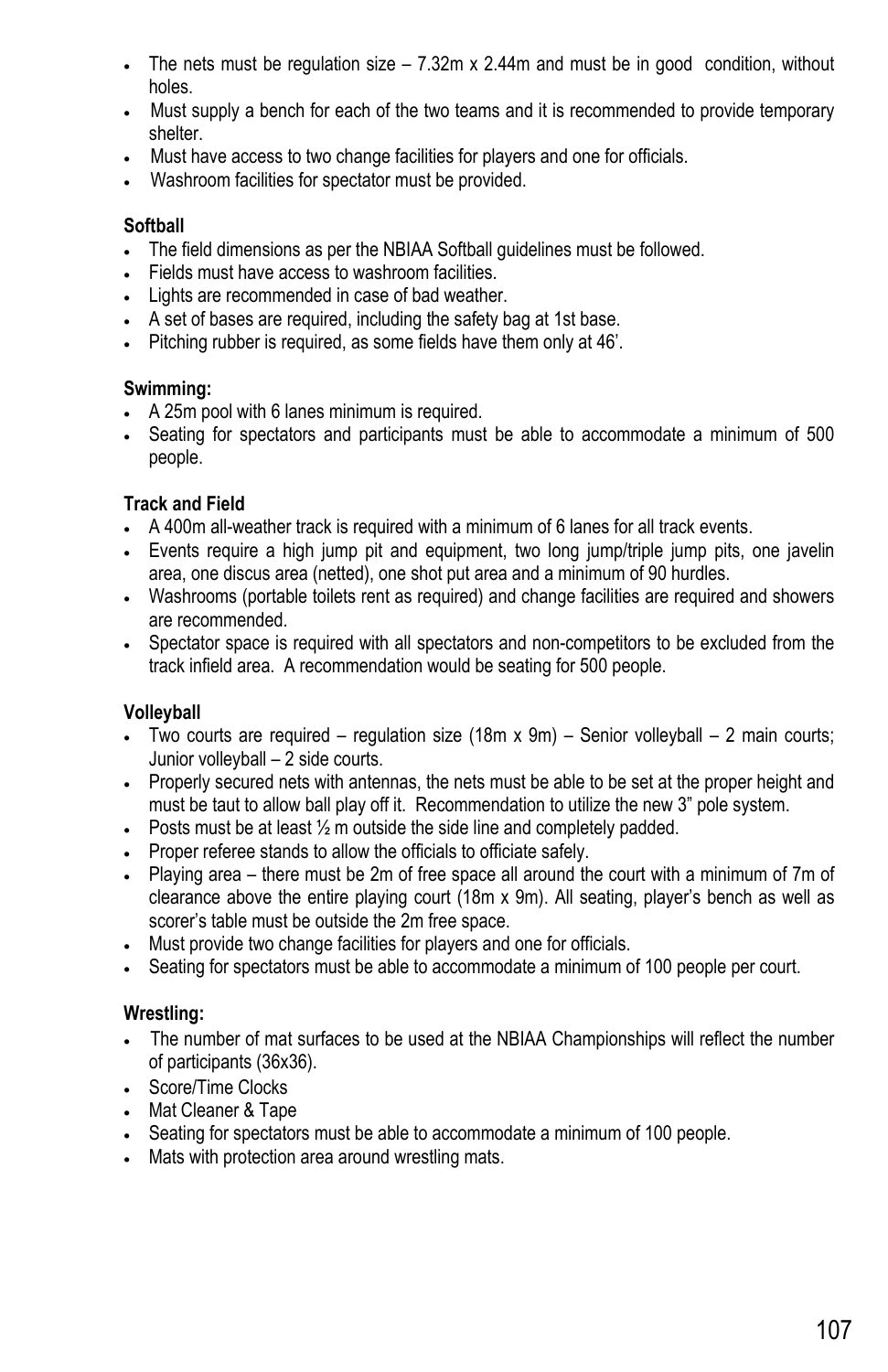- The nets must be regulation size – 7.32m x 2.44m and must be in good condition, without holes.
- Must supply a bench for each of the two teams and it is recommended to provide temporary shelter.
- Must have access to two change facilities for players and one for officials.
- Washroom facilities for spectator must be provided.

**Softball**
- The field dimensions as per the NBIAA Softball guidelines must be followed.
- Fields must have access to washroom facilities.
- Lights are recommended in case of bad weather.
- A set of bases are required, including the safety bag at 1st base.
- Pitching rubber is required, as some fields have them only at 46'.

**Swimming:**
- A 25m pool with 6 lanes minimum is required.
- Seating for spectators and participants must be able to accommodate a minimum of 500 people.

**Track and Field**
- A 400m all-weather track is required with a minimum of 6 lanes for all track events.
- Events require a high jump pit and equipment, two long jump/triple jump pits, one javelin area, one discus area (netted), one shot put area and a minimum of 90 hurdles.
- Washrooms (portable toilets rent as required) and change facilities are required and showers are recommended.
- Spectator space is required with all spectators and non-competitors to be excluded from the track infield area. A recommendation would be seating for 500 people.

**Volleyball**
- Two courts are required – regulation size (18m x 9m) – Senior volleyball – 2 main courts; Junior volleyball – 2 side courts.
- Properly secured nets with antennas, the nets must be able to be set at the proper height and must be taut to allow ball play off it. Recommendation to utilize the new 3" pole system.
- Posts must be at least ½ m outside the side line and completely padded.
- Proper referee stands to allow the officials to officiate safely.
- Playing area – there must be 2m of free space all around the court with a minimum of 7m of clearance above the entire playing court (18m x 9m). All seating, player's bench as well as scorer's table must be outside the 2m free space.
- Must provide two change facilities for players and one for officials.
- Seating for spectators must be able to accommodate a minimum of 100 people per court.

**Wrestling:**
- The number of mat surfaces to be used at the NBIAA Championships will reflect the number of participants (36x36).
- Score/Time Clocks
- Mat Cleaner & Tape
- Seating for spectators must be able to accommodate a minimum of 100 people.
- Mats with protection area around wrestling mats.